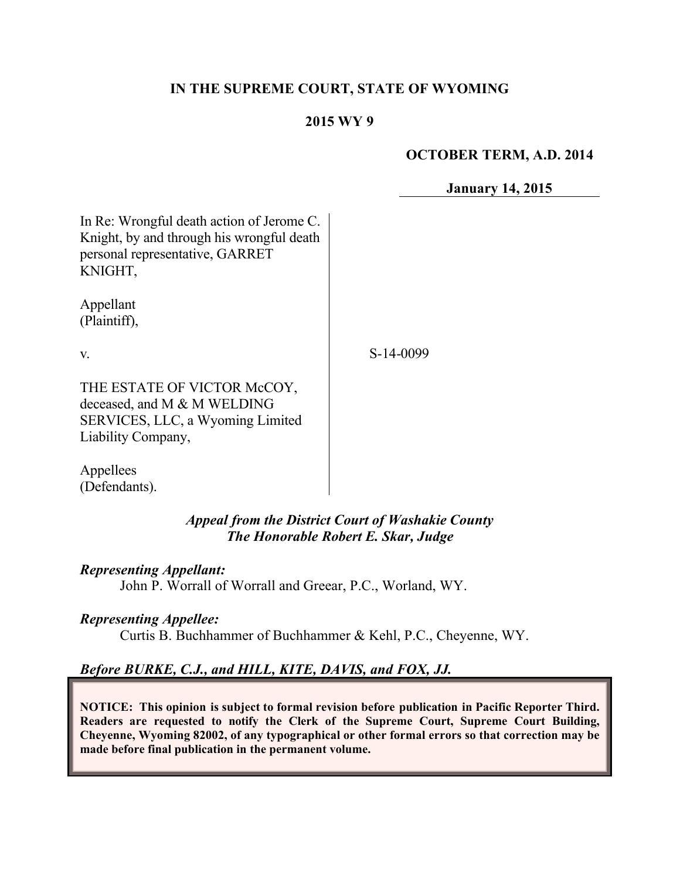**IN THE SUPREME COURT, STATE OF WYOMING**

**2015 WY 9**

**OCTOBER TERM, A.D. 2014**

**January 14, 2015**

In Re: Wrongful death action of Jerome C. Knight, by and through his wrongful death personal representative, GARRET KNIGHT,

Appellant
(Plaintiff),

v.

THE ESTATE OF VICTOR McCOY, deceased, and M & M WELDING SERVICES, LLC, a Wyoming Limited Liability Company,

Appellees
(Defendants).

S-14-0099

*Appeal from the District Court of Washakie County*
*The Honorable Robert E. Skar, Judge*

***Representing Appellant:***
John P. Worrall of Worrall and Greear, P.C., Worland, WY.

***Representing Appellee:***
Curtis B. Buchhammer of Buchhammer & Kehl, P.C., Cheyenne, WY.

***Before BURKE, C.J., and HILL, KITE, DAVIS, and FOX, JJ.***

**NOTICE: This opinion is subject to formal revision before publication in Pacific Reporter Third. Readers are requested to notify the Clerk of the Supreme Court, Supreme Court Building, Cheyenne, Wyoming 82002, of any typographical or other formal errors so that correction may be made before final publication in the permanent volume.**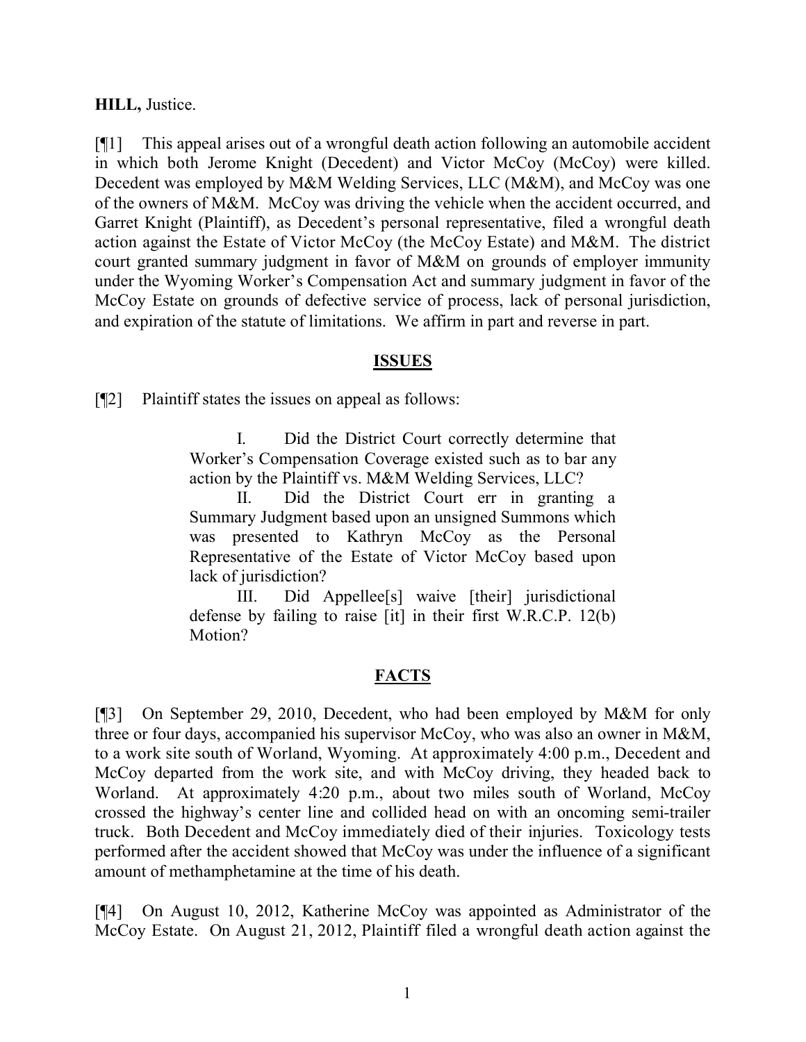**HILL,** Justice.

[¶1] This appeal arises out of a wrongful death action following an automobile accident in which both Jerome Knight (Decedent) and Victor McCoy (McCoy) were killed. Decedent was employed by M&M Welding Services, LLC (M&M), and McCoy was one of the owners of M&M. McCoy was driving the vehicle when the accident occurred, and Garret Knight (Plaintiff), as Decedent's personal representative, filed a wrongful death action against the Estate of Victor McCoy (the McCoy Estate) and M&M. The district court granted summary judgment in favor of M&M on grounds of employer immunity under the Wyoming Worker's Compensation Act and summary judgment in favor of the McCoy Estate on grounds of defective service of process, lack of personal jurisdiction, and expiration of the statute of limitations. We affirm in part and reverse in part.

## ISSUES

[¶2] Plaintiff states the issues on appeal as follows:

> I. Did the District Court correctly determine that Worker's Compensation Coverage existed such as to bar any action by the Plaintiff vs. M&M Welding Services, LLC?
>
> II. Did the District Court err in granting a Summary Judgment based upon an unsigned Summons which was presented to Kathryn McCoy as the Personal Representative of the Estate of Victor McCoy based upon lack of jurisdiction?
>
> III. Did Appellee[s] waive [their] jurisdictional defense by failing to raise [it] in their first W.R.C.P. 12(b) Motion?

## FACTS

[¶3] On September 29, 2010, Decedent, who had been employed by M&M for only three or four days, accompanied his supervisor McCoy, who was also an owner in M&M, to a work site south of Worland, Wyoming. At approximately 4:00 p.m., Decedent and McCoy departed from the work site, and with McCoy driving, they headed back to Worland. At approximately 4:20 p.m., about two miles south of Worland, McCoy crossed the highway's center line and collided head on with an oncoming semi-trailer truck. Both Decedent and McCoy immediately died of their injuries. Toxicology tests performed after the accident showed that McCoy was under the influence of a significant amount of methamphetamine at the time of his death.

[¶4] On August 10, 2012, Katherine McCoy was appointed as Administrator of the McCoy Estate. On August 21, 2012, Plaintiff filed a wrongful death action against the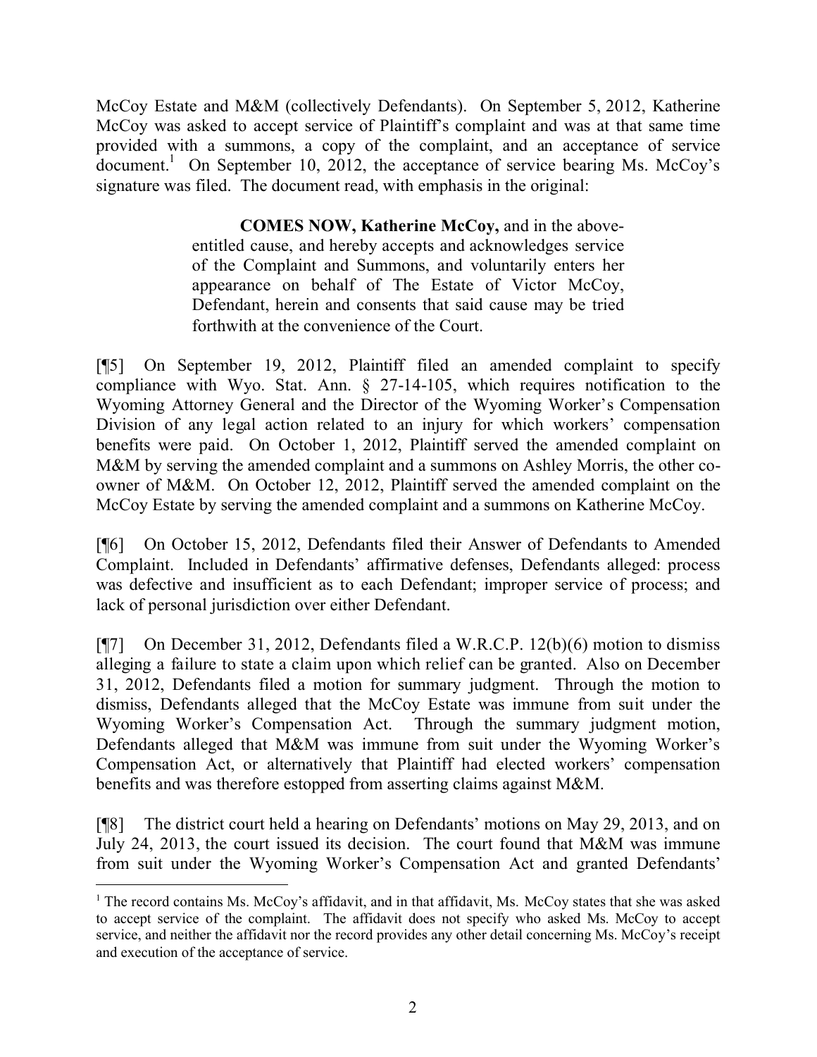McCoy Estate and M&M (collectively Defendants). On September 5, 2012, Katherine McCoy was asked to accept service of Plaintiff's complaint and was at that same time provided with a summons, a copy of the complaint, and an acceptance of service document.[1] On September 10, 2012, the acceptance of service bearing Ms. McCoy's signature was filed. The document read, with emphasis in the original:

> **COMES NOW, Katherine McCoy,** and in the above-entitled cause, and hereby accepts and acknowledges service of the Complaint and Summons, and voluntarily enters her appearance on behalf of The Estate of Victor McCoy, Defendant, herein and consents that said cause may be tried forthwith at the convenience of the Court.

[¶5] On September 19, 2012, Plaintiff filed an amended complaint to specify compliance with Wyo. Stat. Ann. § 27-14-105, which requires notification to the Wyoming Attorney General and the Director of the Wyoming Worker's Compensation Division of any legal action related to an injury for which workers' compensation benefits were paid. On October 1, 2012, Plaintiff served the amended complaint on M&M by serving the amended complaint and a summons on Ashley Morris, the other co-owner of M&M. On October 12, 2012, Plaintiff served the amended complaint on the McCoy Estate by serving the amended complaint and a summons on Katherine McCoy.

[¶6] On October 15, 2012, Defendants filed their Answer of Defendants to Amended Complaint. Included in Defendants' affirmative defenses, Defendants alleged: process was defective and insufficient as to each Defendant; improper service of process; and lack of personal jurisdiction over either Defendant.

[¶7] On December 31, 2012, Defendants filed a W.R.C.P. 12(b)(6) motion to dismiss alleging a failure to state a claim upon which relief can be granted. Also on December 31, 2012, Defendants filed a motion for summary judgment. Through the motion to dismiss, Defendants alleged that the McCoy Estate was immune from suit under the Wyoming Worker's Compensation Act. Through the summary judgment motion, Defendants alleged that M&M was immune from suit under the Wyoming Worker's Compensation Act, or alternatively that Plaintiff had elected workers' compensation benefits and was therefore estopped from asserting claims against M&M.

[¶8] The district court held a hearing on Defendants' motions on May 29, 2013, and on July 24, 2013, the court issued its decision. The court found that M&M was immune from suit under the Wyoming Worker's Compensation Act and granted Defendants'

---

[1] The record contains Ms. McCoy's affidavit, and in that affidavit, Ms. McCoy states that she was asked to accept service of the complaint. The affidavit does not specify who asked Ms. McCoy to accept service, and neither the affidavit nor the record provides any other detail concerning Ms. McCoy's receipt and execution of the acceptance of service.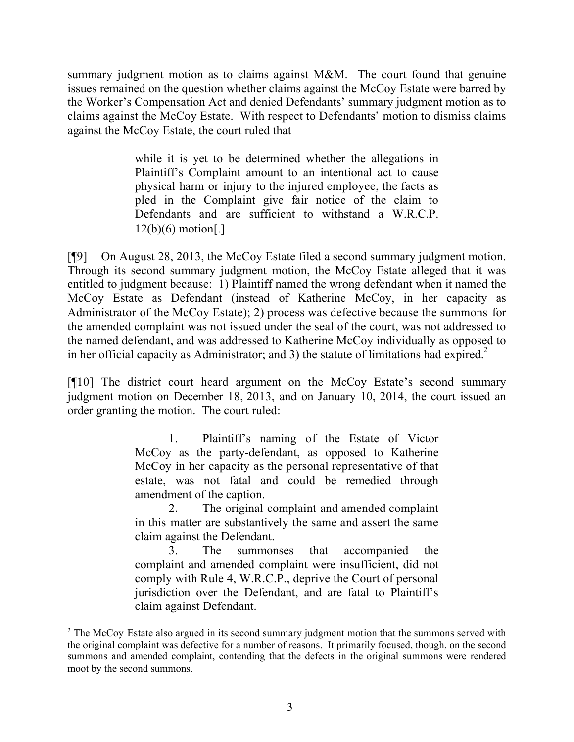summary judgment motion as to claims against M&M. The court found that genuine issues remained on the question whether claims against the McCoy Estate were barred by the Worker's Compensation Act and denied Defendants' summary judgment motion as to claims against the McCoy Estate. With respect to Defendants' motion to dismiss claims against the McCoy Estate, the court ruled that

> while it is yet to be determined whether the allegations in Plaintiff's Complaint amount to an intentional act to cause physical harm or injury to the injured employee, the facts as pled in the Complaint give fair notice of the claim to Defendants and are sufficient to withstand a W.R.C.P. 12(b)(6) motion[.]

[¶9] On August 28, 2013, the McCoy Estate filed a second summary judgment motion. Through its second summary judgment motion, the McCoy Estate alleged that it was entitled to judgment because: 1) Plaintiff named the wrong defendant when it named the McCoy Estate as Defendant (instead of Katherine McCoy, in her capacity as Administrator of the McCoy Estate); 2) process was defective because the summons for the amended complaint was not issued under the seal of the court, was not addressed to the named defendant, and was addressed to Katherine McCoy individually as opposed to in her official capacity as Administrator; and 3) the statute of limitations had expired.[2]

[¶10] The district court heard argument on the McCoy Estate's second summary judgment motion on December 18, 2013, and on January 10, 2014, the court issued an order granting the motion. The court ruled:

> 1. Plaintiff's naming of the Estate of Victor McCoy as the party-defendant, as opposed to Katherine McCoy in her capacity as the personal representative of that estate, was not fatal and could be remedied through amendment of the caption.
>
> 2. The original complaint and amended complaint in this matter are substantively the same and assert the same claim against the Defendant.
>
> 3. The summonses that accompanied the complaint and amended complaint were insufficient, did not comply with Rule 4, W.R.C.P., deprive the Court of personal jurisdiction over the Defendant, and are fatal to Plaintiff's claim against Defendant.

---

[2] The McCoy Estate also argued in its second summary judgment motion that the summons served with the original complaint was defective for a number of reasons. It primarily focused, though, on the second summons and amended complaint, contending that the defects in the original summons were rendered moot by the second summons.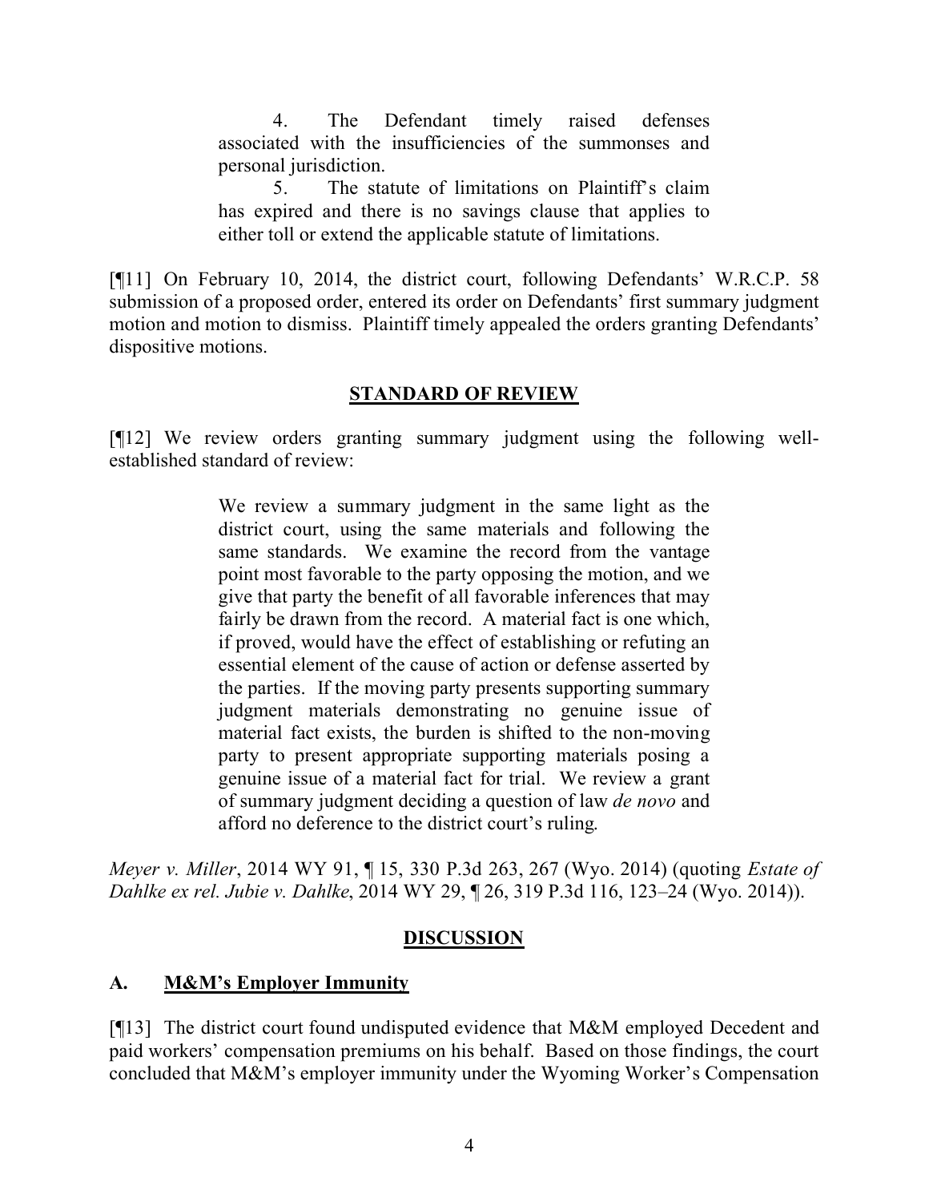> 4. The Defendant timely raised defenses associated with the insufficiencies of the summonses and personal jurisdiction.
>
> 5. The statute of limitations on Plaintiff's claim has expired and there is no savings clause that applies to either toll or extend the applicable statute of limitations.

[¶11] On February 10, 2014, the district court, following Defendants' W.R.C.P. 58 submission of a proposed order, entered its order on Defendants' first summary judgment motion and motion to dismiss. Plaintiff timely appealed the orders granting Defendants' dispositive motions.

## STANDARD OF REVIEW

[¶12] We review orders granting summary judgment using the following well-established standard of review:

> We review a summary judgment in the same light as the district court, using the same materials and following the same standards. We examine the record from the vantage point most favorable to the party opposing the motion, and we give that party the benefit of all favorable inferences that may fairly be drawn from the record. A material fact is one which, if proved, would have the effect of establishing or refuting an essential element of the cause of action or defense asserted by the parties. If the moving party presents supporting summary judgment materials demonstrating no genuine issue of material fact exists, the burden is shifted to the non-moving party to present appropriate supporting materials posing a genuine issue of a material fact for trial. We review a grant of summary judgment deciding a question of law *de novo* and afford no deference to the district court's ruling.

*Meyer v. Miller*, 2014 WY 91, ¶ 15, 330 P.3d 263, 267 (Wyo. 2014) (quoting *Estate of Dahlke ex rel. Jubie v. Dahlke*, 2014 WY 29, ¶ 26, 319 P.3d 116, 123–24 (Wyo. 2014)).

## DISCUSSION

### A. M&M's Employer Immunity

[¶13] The district court found undisputed evidence that M&M employed Decedent and paid workers' compensation premiums on his behalf. Based on those findings, the court concluded that M&M's employer immunity under the Wyoming Worker's Compensation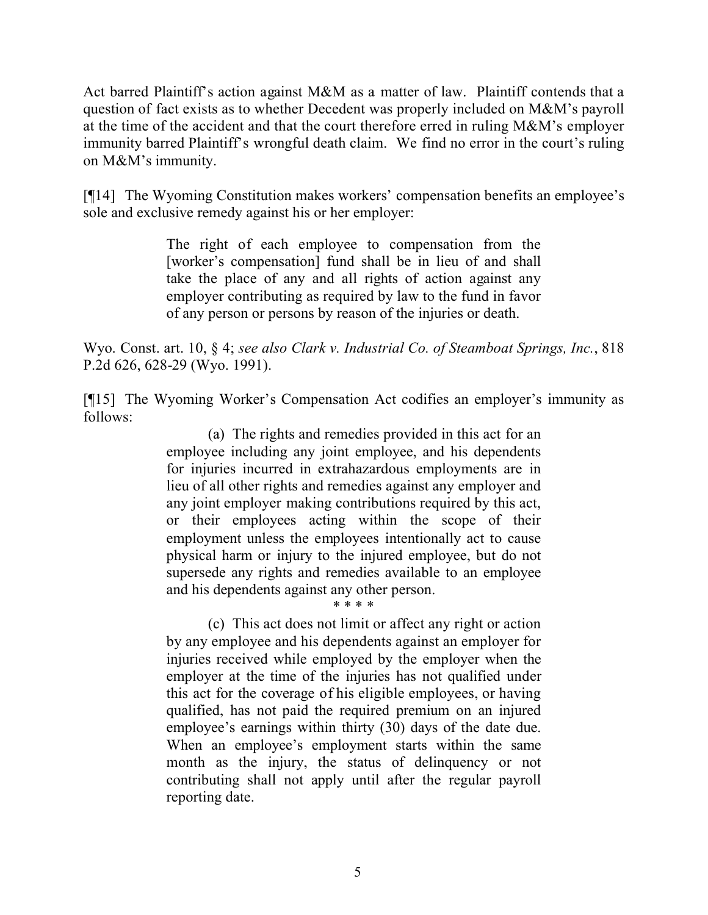Act barred Plaintiff's action against M&M as a matter of law. Plaintiff contends that a question of fact exists as to whether Decedent was properly included on M&M's payroll at the time of the accident and that the court therefore erred in ruling M&M's employer immunity barred Plaintiff's wrongful death claim. We find no error in the court's ruling on M&M's immunity.

[¶14] The Wyoming Constitution makes workers' compensation benefits an employee's sole and exclusive remedy against his or her employer:

> The right of each employee to compensation from the [worker's compensation] fund shall be in lieu of and shall take the place of any and all rights of action against any employer contributing as required by law to the fund in favor of any person or persons by reason of the injuries or death.

Wyo. Const. art. 10, § 4; *see also Clark v. Industrial Co. of Steamboat Springs, Inc.*, 818 P.2d 626, 628-29 (Wyo. 1991).

[¶15] The Wyoming Worker's Compensation Act codifies an employer's immunity as follows:

> (a) The rights and remedies provided in this act for an employee including any joint employee, and his dependents for injuries incurred in extrahazardous employments are in lieu of all other rights and remedies against any employer and any joint employer making contributions required by this act, or their employees acting within the scope of their employment unless the employees intentionally act to cause physical harm or injury to the injured employee, but do not supersede any rights and remedies available to an employee and his dependents against any other person.
>
> \* \* \* \*
>
> (c) This act does not limit or affect any right or action by any employee and his dependents against an employer for injuries received while employed by the employer when the employer at the time of the injuries has not qualified under this act for the coverage of his eligible employees, or having qualified, has not paid the required premium on an injured employee's earnings within thirty (30) days of the date due. When an employee's employment starts within the same month as the injury, the status of delinquency or not contributing shall not apply until after the regular payroll reporting date.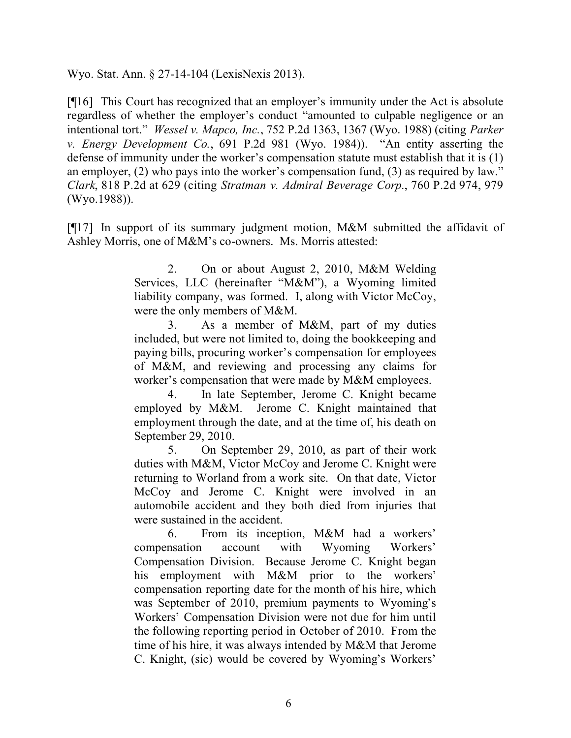Wyo. Stat. Ann. § 27-14-104 (LexisNexis 2013).

[¶16] This Court has recognized that an employer's immunity under the Act is absolute regardless of whether the employer's conduct "amounted to culpable negligence or an intentional tort." *Wessel v. Mapco, Inc.*, 752 P.2d 1363, 1367 (Wyo. 1988) (citing *Parker v. Energy Development Co.*, 691 P.2d 981 (Wyo. 1984)). "An entity asserting the defense of immunity under the worker's compensation statute must establish that it is (1) an employer, (2) who pays into the worker's compensation fund, (3) as required by law." *Clark*, 818 P.2d at 629 (citing *Stratman v. Admiral Beverage Corp.*, 760 P.2d 974, 979 (Wyo.1988)).

[¶17] In support of its summary judgment motion, M&M submitted the affidavit of Ashley Morris, one of M&M's co-owners. Ms. Morris attested:

> 2. On or about August 2, 2010, M&M Welding Services, LLC (hereinafter "M&M"), a Wyoming limited liability company, was formed. I, along with Victor McCoy, were the only members of M&M.
>
> 3. As a member of M&M, part of my duties included, but were not limited to, doing the bookkeeping and paying bills, procuring worker's compensation for employees of M&M, and reviewing and processing any claims for worker's compensation that were made by M&M employees.
>
> 4. In late September, Jerome C. Knight became employed by M&M. Jerome C. Knight maintained that employment through the date, and at the time of, his death on September 29, 2010.
>
> 5. On September 29, 2010, as part of their work duties with M&M, Victor McCoy and Jerome C. Knight were returning to Worland from a work site. On that date, Victor McCoy and Jerome C. Knight were involved in an automobile accident and they both died from injuries that were sustained in the accident.
>
> 6. From its inception, M&M had a workers' compensation account with Wyoming Workers' Compensation Division. Because Jerome C. Knight began his employment with M&M prior to the workers' compensation reporting date for the month of his hire, which was September of 2010, premium payments to Wyoming's Workers' Compensation Division were not due for him until the following reporting period in October of 2010. From the time of his hire, it was always intended by M&M that Jerome C. Knight, (sic) would be covered by Wyoming's Workers'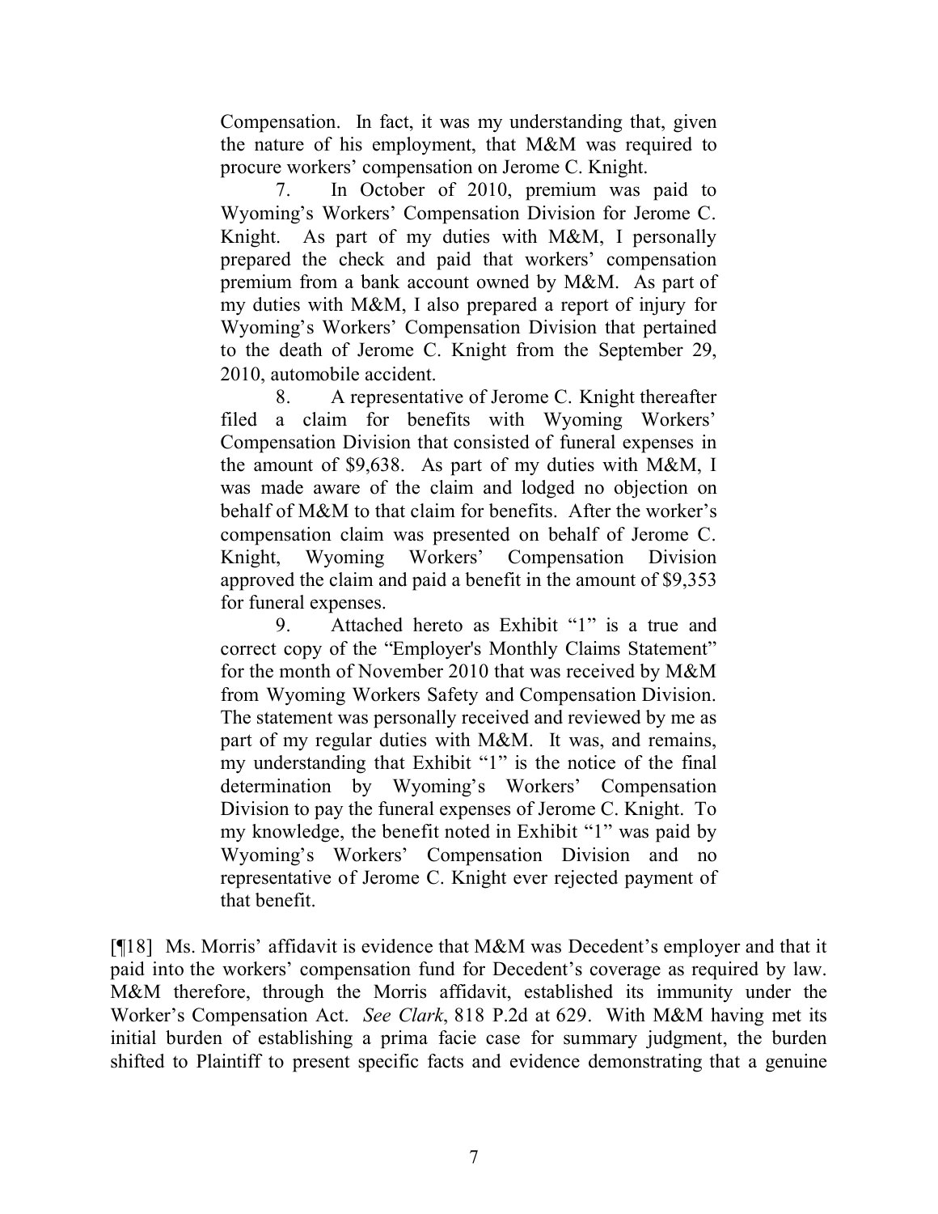> Compensation. In fact, it was my understanding that, given the nature of his employment, that M&M was required to procure workers' compensation on Jerome C. Knight.
>
> 7. In October of 2010, premium was paid to Wyoming's Workers' Compensation Division for Jerome C. Knight. As part of my duties with M&M, I personally prepared the check and paid that workers' compensation premium from a bank account owned by M&M. As part of my duties with M&M, I also prepared a report of injury for Wyoming's Workers' Compensation Division that pertained to the death of Jerome C. Knight from the September 29, 2010, automobile accident.
>
> 8. A representative of Jerome C. Knight thereafter filed a claim for benefits with Wyoming Workers' Compensation Division that consisted of funeral expenses in the amount of $9,638. As part of my duties with M&M, I was made aware of the claim and lodged no objection on behalf of M&M to that claim for benefits. After the worker's compensation claim was presented on behalf of Jerome C. Knight, Wyoming Workers' Compensation Division approved the claim and paid a benefit in the amount of $9,353 for funeral expenses.
>
> 9. Attached hereto as Exhibit "1" is a true and correct copy of the "Employer's Monthly Claims Statement" for the month of November 2010 that was received by M&M from Wyoming Workers Safety and Compensation Division. The statement was personally received and reviewed by me as part of my regular duties with M&M. It was, and remains, my understanding that Exhibit "1" is the notice of the final determination by Wyoming's Workers' Compensation Division to pay the funeral expenses of Jerome C. Knight. To my knowledge, the benefit noted in Exhibit "1" was paid by Wyoming's Workers' Compensation Division and no representative of Jerome C. Knight ever rejected payment of that benefit.

[¶18] Ms. Morris' affidavit is evidence that M&M was Decedent's employer and that it paid into the workers' compensation fund for Decedent's coverage as required by law. M&M therefore, through the Morris affidavit, established its immunity under the Worker's Compensation Act. *See Clark*, 818 P.2d at 629. With M&M having met its initial burden of establishing a prima facie case for summary judgment, the burden shifted to Plaintiff to present specific facts and evidence demonstrating that a genuine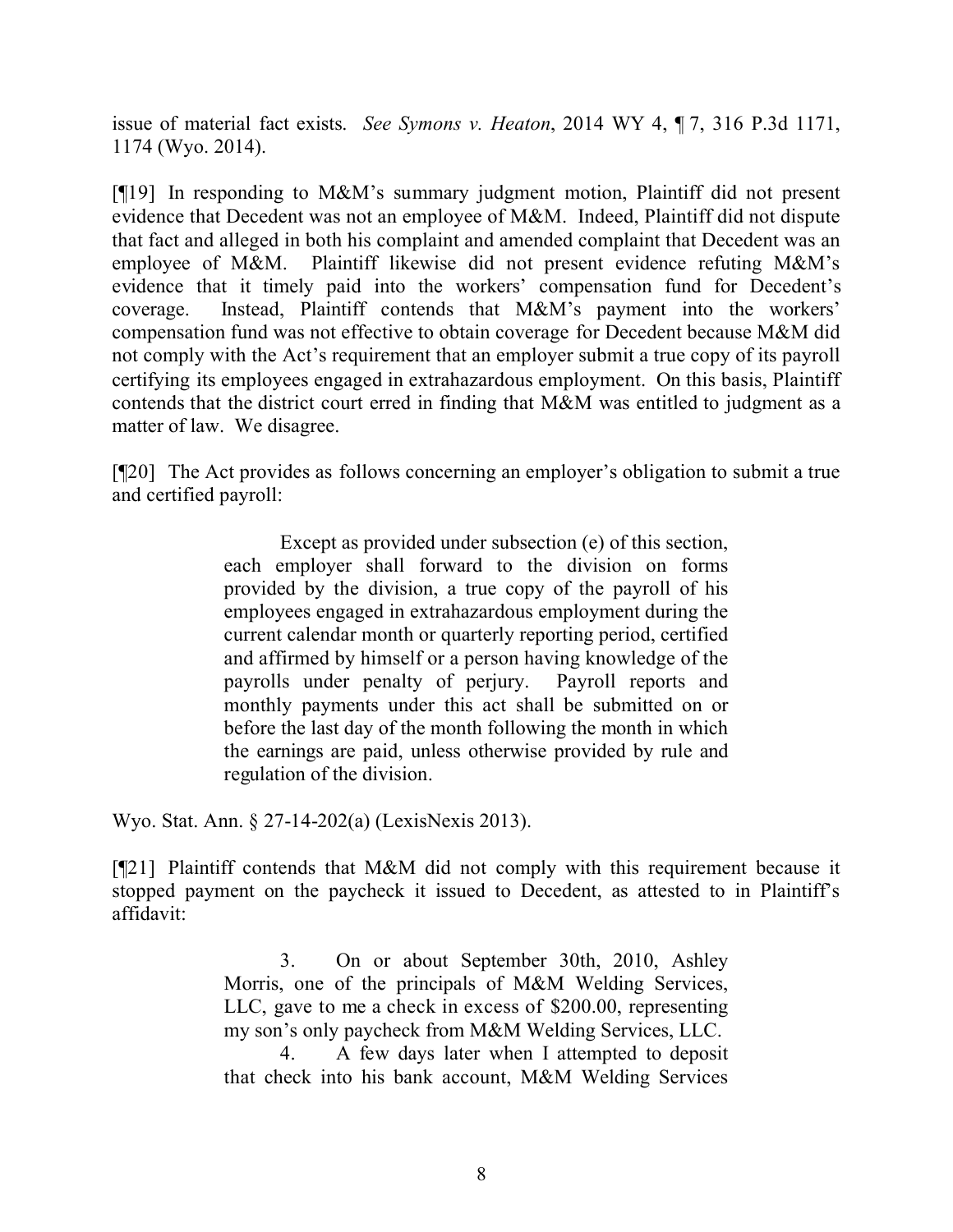issue of material fact exists. *See Symons v. Heaton*, 2014 WY 4, ¶ 7, 316 P.3d 1171, 1174 (Wyo. 2014).

[¶19] In responding to M&M's summary judgment motion, Plaintiff did not present evidence that Decedent was not an employee of M&M. Indeed, Plaintiff did not dispute that fact and alleged in both his complaint and amended complaint that Decedent was an employee of M&M. Plaintiff likewise did not present evidence refuting M&M's evidence that it timely paid into the workers' compensation fund for Decedent's coverage. Instead, Plaintiff contends that M&M's payment into the workers' compensation fund was not effective to obtain coverage for Decedent because M&M did not comply with the Act's requirement that an employer submit a true copy of its payroll certifying its employees engaged in extrahazardous employment. On this basis, Plaintiff contends that the district court erred in finding that M&M was entitled to judgment as a matter of law. We disagree.

[¶20] The Act provides as follows concerning an employer's obligation to submit a true and certified payroll:

> Except as provided under subsection (e) of this section, each employer shall forward to the division on forms provided by the division, a true copy of the payroll of his employees engaged in extrahazardous employment during the current calendar month or quarterly reporting period, certified and affirmed by himself or a person having knowledge of the payrolls under penalty of perjury. Payroll reports and monthly payments under this act shall be submitted on or before the last day of the month following the month in which the earnings are paid, unless otherwise provided by rule and regulation of the division.

Wyo. Stat. Ann. § 27-14-202(a) (LexisNexis 2013).

[¶21] Plaintiff contends that M&M did not comply with this requirement because it stopped payment on the paycheck it issued to Decedent, as attested to in Plaintiff's affidavit:

> 3. On or about September 30th, 2010, Ashley Morris, one of the principals of M&M Welding Services, LLC, gave to me a check in excess of $200.00, representing my son's only paycheck from M&M Welding Services, LLC.
>
> 4. A few days later when I attempted to deposit that check into his bank account, M&M Welding Services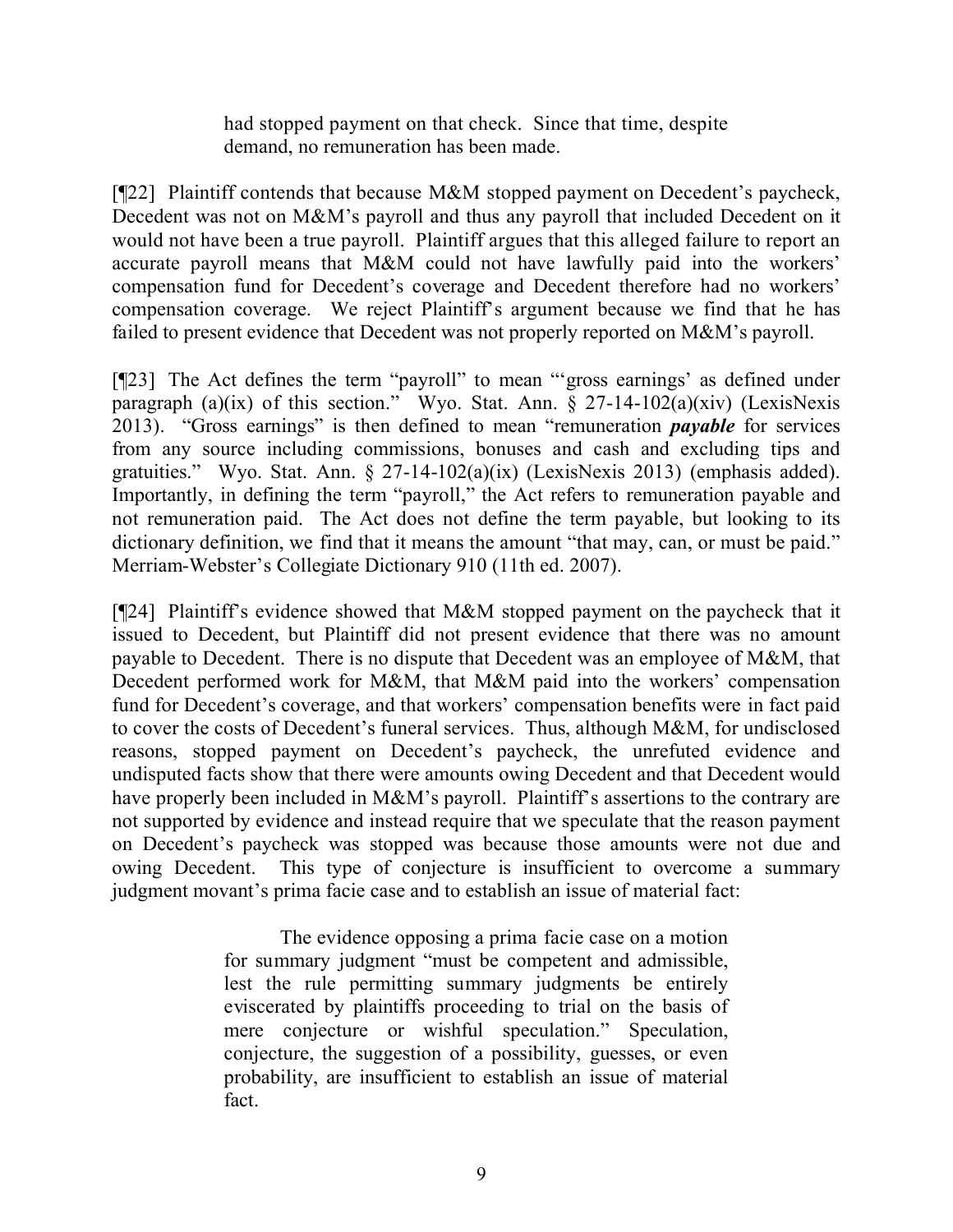> had stopped payment on that check. Since that time, despite demand, no remuneration has been made.

[¶22] Plaintiff contends that because M&M stopped payment on Decedent's paycheck, Decedent was not on M&M's payroll and thus any payroll that included Decedent on it would not have been a true payroll. Plaintiff argues that this alleged failure to report an accurate payroll means that M&M could not have lawfully paid into the workers' compensation fund for Decedent's coverage and Decedent therefore had no workers' compensation coverage. We reject Plaintiff's argument because we find that he has failed to present evidence that Decedent was not properly reported on M&M's payroll.

[¶23] The Act defines the term "payroll" to mean "'gross earnings' as defined under paragraph (a)(ix) of this section." Wyo. Stat. Ann. § 27-14-102(a)(xiv) (LexisNexis 2013). "Gross earnings" is then defined to mean "remuneration ***payable*** for services from any source including commissions, bonuses and cash and excluding tips and gratuities." Wyo. Stat. Ann. § 27-14-102(a)(ix) (LexisNexis 2013) (emphasis added). Importantly, in defining the term "payroll," the Act refers to remuneration payable and not remuneration paid. The Act does not define the term payable, but looking to its dictionary definition, we find that it means the amount "that may, can, or must be paid." Merriam-Webster's Collegiate Dictionary 910 (11th ed. 2007).

[¶24] Plaintiff's evidence showed that M&M stopped payment on the paycheck that it issued to Decedent, but Plaintiff did not present evidence that there was no amount payable to Decedent. There is no dispute that Decedent was an employee of M&M, that Decedent performed work for M&M, that M&M paid into the workers' compensation fund for Decedent's coverage, and that workers' compensation benefits were in fact paid to cover the costs of Decedent's funeral services. Thus, although M&M, for undisclosed reasons, stopped payment on Decedent's paycheck, the unrefuted evidence and undisputed facts show that there were amounts owing Decedent and that Decedent would have properly been included in M&M's payroll. Plaintiff's assertions to the contrary are not supported by evidence and instead require that we speculate that the reason payment on Decedent's paycheck was stopped was because those amounts were not due and owing Decedent. This type of conjecture is insufficient to overcome a summary judgment movant's prima facie case and to establish an issue of material fact:

> The evidence opposing a prima facie case on a motion for summary judgment "must be competent and admissible, lest the rule permitting summary judgments be entirely eviscerated by plaintiffs proceeding to trial on the basis of mere conjecture or wishful speculation." Speculation, conjecture, the suggestion of a possibility, guesses, or even probability, are insufficient to establish an issue of material fact.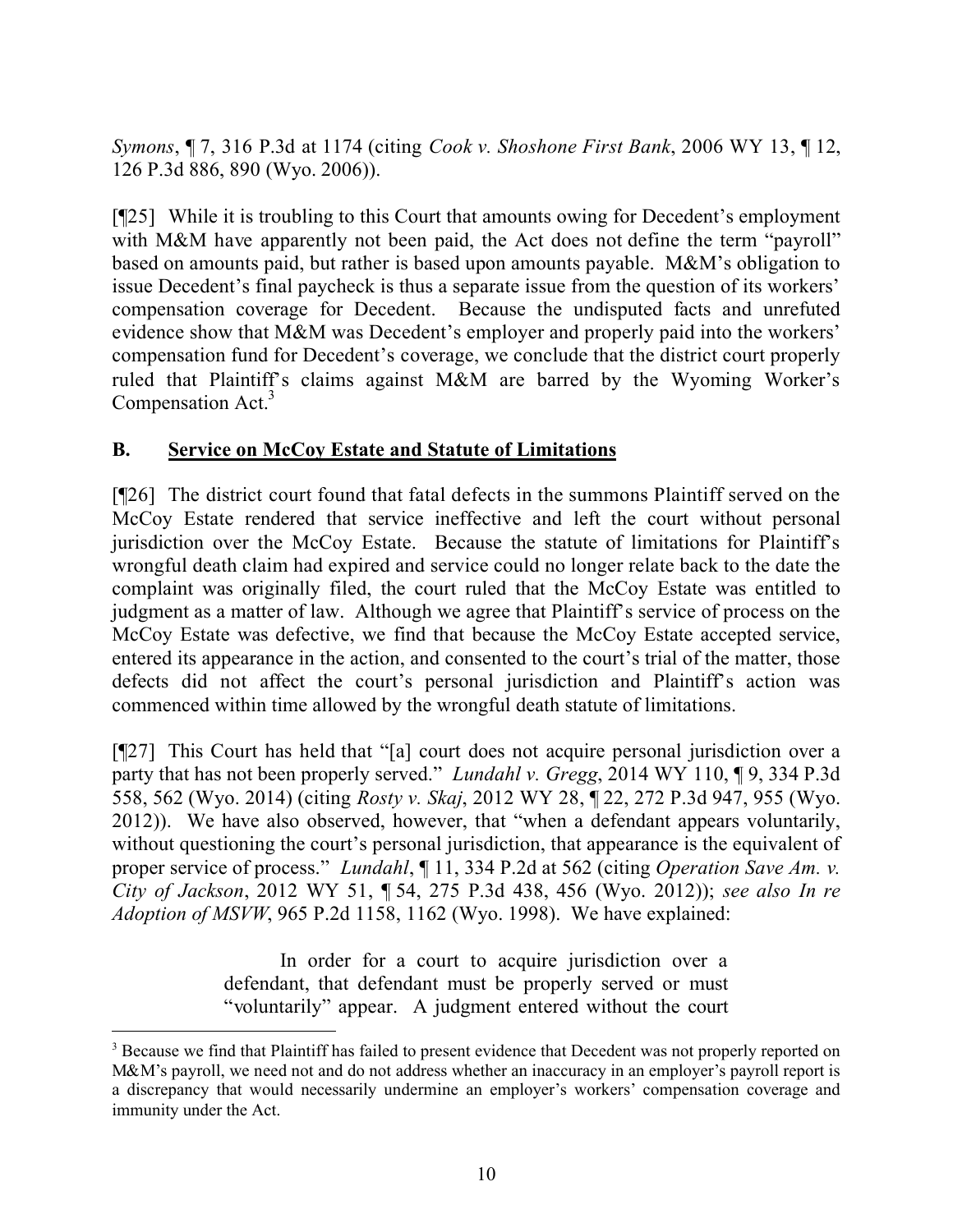*Symons*, ¶ 7, 316 P.3d at 1174 (citing *Cook v. Shoshone First Bank*, 2006 WY 13, ¶ 12, 126 P.3d 886, 890 (Wyo. 2006)).

[¶25] While it is troubling to this Court that amounts owing for Decedent's employment with M&M have apparently not been paid, the Act does not define the term "payroll" based on amounts paid, but rather is based upon amounts payable. M&M's obligation to issue Decedent's final paycheck is thus a separate issue from the question of its workers' compensation coverage for Decedent. Because the undisputed facts and unrefuted evidence show that M&M was Decedent's employer and properly paid into the workers' compensation fund for Decedent's coverage, we conclude that the district court properly ruled that Plaintiff's claims against M&M are barred by the Wyoming Worker's Compensation Act.[3]

## B. Service on McCoy Estate and Statute of Limitations

[¶26] The district court found that fatal defects in the summons Plaintiff served on the McCoy Estate rendered that service ineffective and left the court without personal jurisdiction over the McCoy Estate. Because the statute of limitations for Plaintiff's wrongful death claim had expired and service could no longer relate back to the date the complaint was originally filed, the court ruled that the McCoy Estate was entitled to judgment as a matter of law. Although we agree that Plaintiff's service of process on the McCoy Estate was defective, we find that because the McCoy Estate accepted service, entered its appearance in the action, and consented to the court's trial of the matter, those defects did not affect the court's personal jurisdiction and Plaintiff's action was commenced within time allowed by the wrongful death statute of limitations.

[¶27] This Court has held that "[a] court does not acquire personal jurisdiction over a party that has not been properly served." *Lundahl v. Gregg*, 2014 WY 110, ¶ 9, 334 P.3d 558, 562 (Wyo. 2014) (citing *Rosty v. Skaj*, 2012 WY 28, ¶ 22, 272 P.3d 947, 955 (Wyo. 2012)). We have also observed, however, that "when a defendant appears voluntarily, without questioning the court's personal jurisdiction, that appearance is the equivalent of proper service of process." *Lundahl*, ¶ 11, 334 P.2d at 562 (citing *Operation Save Am. v. City of Jackson*, 2012 WY 51, ¶ 54, 275 P.3d 438, 456 (Wyo. 2012)); *see also In re Adoption of MSVW*, 965 P.2d 1158, 1162 (Wyo. 1998). We have explained:

> In order for a court to acquire jurisdiction over a defendant, that defendant must be properly served or must "voluntarily" appear. A judgment entered without the court

---

[3] Because we find that Plaintiff has failed to present evidence that Decedent was not properly reported on M&M's payroll, we need not and do not address whether an inaccuracy in an employer's payroll report is a discrepancy that would necessarily undermine an employer's workers' compensation coverage and immunity under the Act.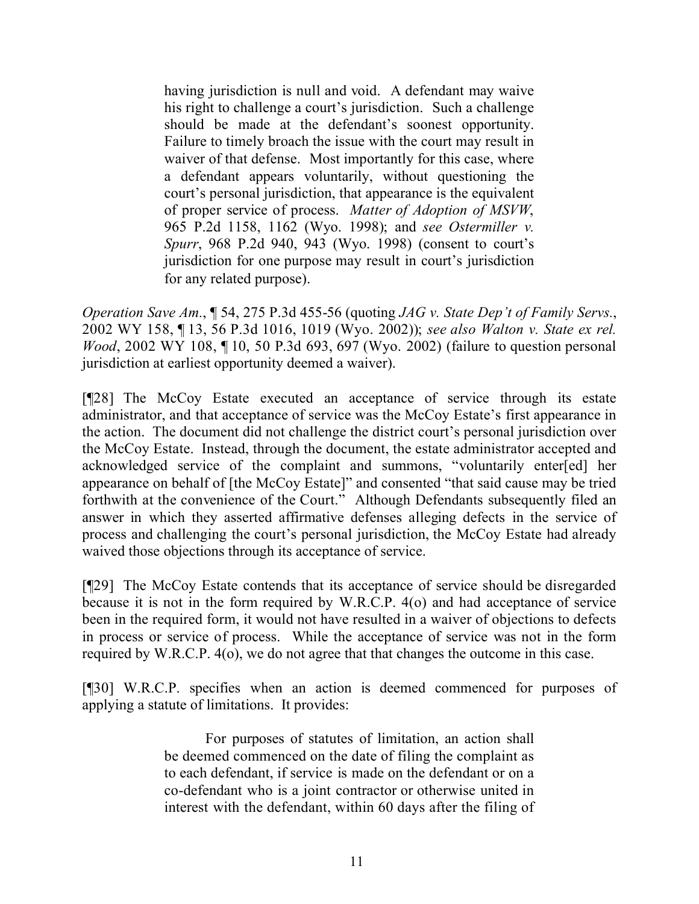> having jurisdiction is null and void. A defendant may waive his right to challenge a court's jurisdiction. Such a challenge should be made at the defendant's soonest opportunity. Failure to timely broach the issue with the court may result in waiver of that defense. Most importantly for this case, where a defendant appears voluntarily, without questioning the court's personal jurisdiction, that appearance is the equivalent of proper service of process. *Matter of Adoption of MSVW*, 965 P.2d 1158, 1162 (Wyo. 1998); and *see Ostermiller v. Spurr*, 968 P.2d 940, 943 (Wyo. 1998) (consent to court's jurisdiction for one purpose may result in court's jurisdiction for any related purpose).

*Operation Save Am.*, ¶ 54, 275 P.3d 455-56 (quoting *JAG v. State Dep't of Family Servs.*, 2002 WY 158, ¶ 13, 56 P.3d 1016, 1019 (Wyo. 2002)); *see also Walton v. State ex rel. Wood*, 2002 WY 108, ¶ 10, 50 P.3d 693, 697 (Wyo. 2002) (failure to question personal jurisdiction at earliest opportunity deemed a waiver).

[¶28] The McCoy Estate executed an acceptance of service through its estate administrator, and that acceptance of service was the McCoy Estate's first appearance in the action. The document did not challenge the district court's personal jurisdiction over the McCoy Estate. Instead, through the document, the estate administrator accepted and acknowledged service of the complaint and summons, "voluntarily enter[ed] her appearance on behalf of [the McCoy Estate]" and consented "that said cause may be tried forthwith at the convenience of the Court." Although Defendants subsequently filed an answer in which they asserted affirmative defenses alleging defects in the service of process and challenging the court's personal jurisdiction, the McCoy Estate had already waived those objections through its acceptance of service.

[¶29] The McCoy Estate contends that its acceptance of service should be disregarded because it is not in the form required by W.R.C.P. 4(o) and had acceptance of service been in the required form, it would not have resulted in a waiver of objections to defects in process or service of process. While the acceptance of service was not in the form required by W.R.C.P. 4(o), we do not agree that that changes the outcome in this case.

[¶30] W.R.C.P. specifies when an action is deemed commenced for purposes of applying a statute of limitations. It provides:

> For purposes of statutes of limitation, an action shall be deemed commenced on the date of filing the complaint as to each defendant, if service is made on the defendant or on a co-defendant who is a joint contractor or otherwise united in interest with the defendant, within 60 days after the filing of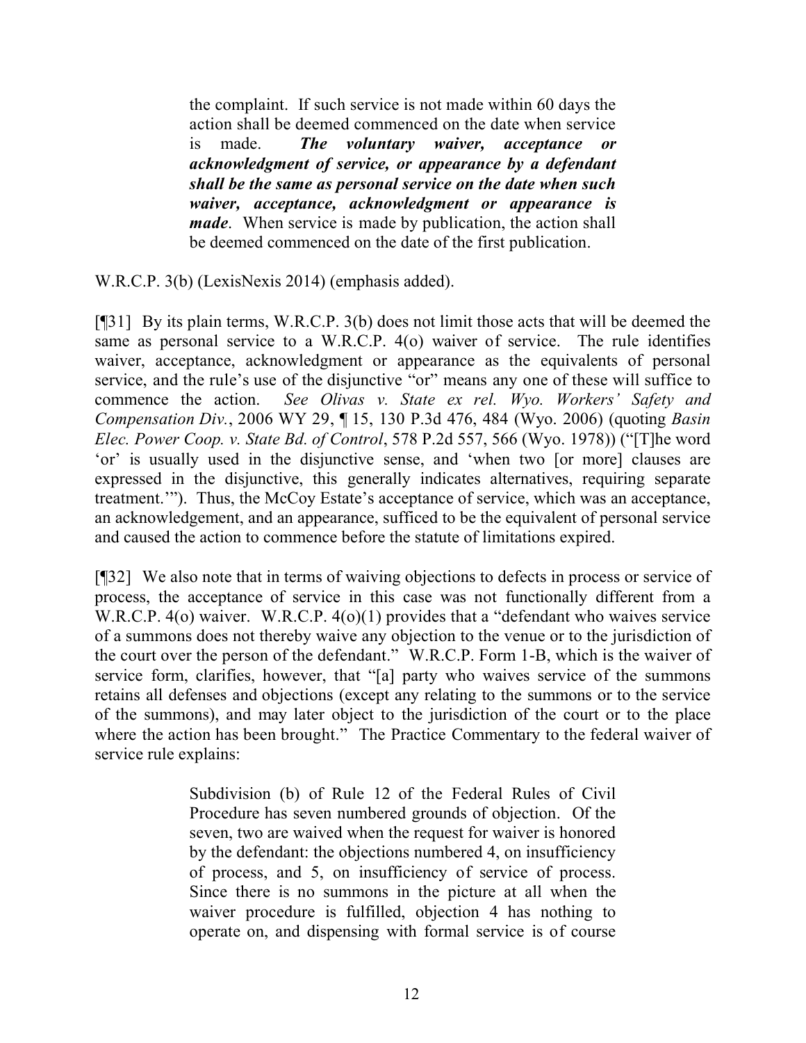> the complaint. If such service is not made within 60 days the action shall be deemed commenced on the date when service is made. ***The voluntary waiver, acceptance or acknowledgment of service, or appearance by a defendant shall be the same as personal service on the date when such waiver, acceptance, acknowledgment or appearance is made***. When service is made by publication, the action shall be deemed commenced on the date of the first publication.

W.R.C.P. 3(b) (LexisNexis 2014) (emphasis added).

[¶31] By its plain terms, W.R.C.P. 3(b) does not limit those acts that will be deemed the same as personal service to a W.R.C.P. 4(o) waiver of service. The rule identifies waiver, acceptance, acknowledgment or appearance as the equivalents of personal service, and the rule's use of the disjunctive "or" means any one of these will suffice to commence the action. *See Olivas v. State ex rel. Wyo. Workers' Safety and Compensation Div.*, 2006 WY 29, ¶ 15, 130 P.3d 476, 484 (Wyo. 2006) (quoting *Basin Elec. Power Coop. v. State Bd. of Control*, 578 P.2d 557, 566 (Wyo. 1978)) ("[T]he word 'or' is usually used in the disjunctive sense, and 'when two [or more] clauses are expressed in the disjunctive, this generally indicates alternatives, requiring separate treatment.'"). Thus, the McCoy Estate's acceptance of service, which was an acceptance, an acknowledgement, and an appearance, sufficed to be the equivalent of personal service and caused the action to commence before the statute of limitations expired.

[¶32] We also note that in terms of waiving objections to defects in process or service of process, the acceptance of service in this case was not functionally different from a W.R.C.P. 4(o) waiver. W.R.C.P. 4(o)(1) provides that a "defendant who waives service of a summons does not thereby waive any objection to the venue or to the jurisdiction of the court over the person of the defendant." W.R.C.P. Form 1-B, which is the waiver of service form, clarifies, however, that "[a] party who waives service of the summons retains all defenses and objections (except any relating to the summons or to the service of the summons), and may later object to the jurisdiction of the court or to the place where the action has been brought." The Practice Commentary to the federal waiver of service rule explains:

> Subdivision (b) of Rule 12 of the Federal Rules of Civil Procedure has seven numbered grounds of objection. Of the seven, two are waived when the request for waiver is honored by the defendant: the objections numbered 4, on insufficiency of process, and 5, on insufficiency of service of process. Since there is no summons in the picture at all when the waiver procedure is fulfilled, objection 4 has nothing to operate on, and dispensing with formal service is of course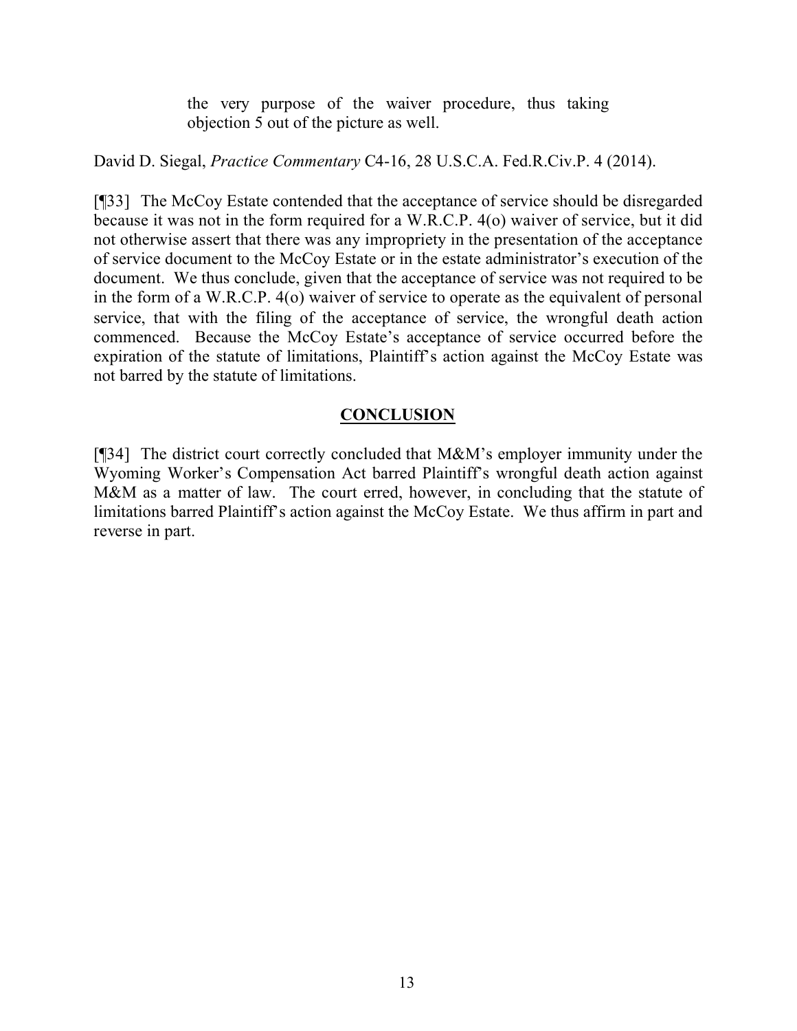> the very purpose of the waiver procedure, thus taking objection 5 out of the picture as well.

David D. Siegal, *Practice Commentary* C4-16, 28 U.S.C.A. Fed.R.Civ.P. 4 (2014).

[¶33] The McCoy Estate contended that the acceptance of service should be disregarded because it was not in the form required for a W.R.C.P. 4(o) waiver of service, but it did not otherwise assert that there was any impropriety in the presentation of the acceptance of service document to the McCoy Estate or in the estate administrator's execution of the document. We thus conclude, given that the acceptance of service was not required to be in the form of a W.R.C.P. 4(o) waiver of service to operate as the equivalent of personal service, that with the filing of the acceptance of service, the wrongful death action commenced. Because the McCoy Estate's acceptance of service occurred before the expiration of the statute of limitations, Plaintiff's action against the McCoy Estate was not barred by the statute of limitations.

## CONCLUSION

[¶34] The district court correctly concluded that M&M's employer immunity under the Wyoming Worker's Compensation Act barred Plaintiff's wrongful death action against M&M as a matter of law. The court erred, however, in concluding that the statute of limitations barred Plaintiff's action against the McCoy Estate. We thus affirm in part and reverse in part.